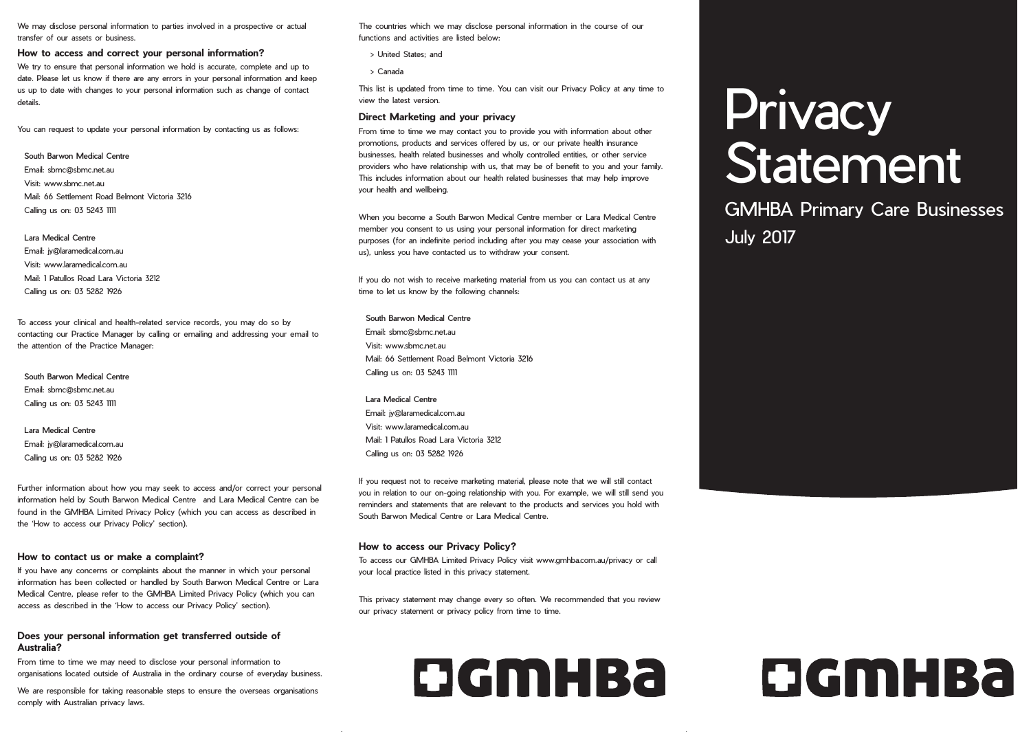We may disclose personal information to parties involved in a prospective or actual transfer of our assets or business.

### How to access and correct your personal information?

We try to ensure that personal information we hold is accurate, complete and up to date. Please let us know if there are any errors in your personal information and keep us up to date with changes to your personal information such as change of contact details.

You can request to update your personal information by contacting us as follows:

**South Barwon Medical Centre**
Email: sbmc@sbmc.net.au
Visit: www.sbmc.net.au
Mail: 66 Settlement Road Belmont Victoria 3216
Calling us on: 03 5243 1111

**Lara Medical Centre**
Email: jy@laramedical.com.au
Visit: www.laramedical.com.au
Mail: 1 Patullos Road Lara Victoria 3212
Calling us on: 03 5282 1926

To access your clinical and health-related service records, you may do so by contacting our Practice Manager by calling or emailing and addressing your email to the attention of the Practice Manager:

**South Barwon Medical Centre**
Email: sbmc@sbmc.net.au
Calling us on: 03 5243 1111

**Lara Medical Centre**
Email: jy@laramedical.com.au
Calling us on: 03 5282 1926

Further information about how you may seek to access and/or correct your personal information held by South Barwon Medical Centre and Lara Medical Centre can be found in the GMHBA Limited Privacy Policy (which you can access as described in the 'How to access our Privacy Policy' section).

### How to contact us or make a complaint?

If you have any concerns or complaints about the manner in which your personal information has been collected or handled by South Barwon Medical Centre or Lara Medical Centre, please refer to the GMHBA Limited Privacy Policy (which you can access as described in the 'How to access our Privacy Policy' section).

### Does your personal information get transferred outside of Australia?

From time to time we may need to disclose your personal information to organisations located outside of Australia in the ordinary course of everyday business.

We are responsible for taking reasonable steps to ensure the overseas organisations comply with Australian privacy laws.

The countries which we may disclose personal information in the course of our functions and activities are listed below:

> United States; and
> Canada

This list is updated from time to time. You can visit our Privacy Policy at any time to view the latest version.

### Direct Marketing and your privacy

From time to time we may contact you to provide you with information about other promotions, products and services offered by us, or our private health insurance businesses, health related businesses and wholly controlled entities, or other service providers who have relationship with us, that may be of benefit to you and your family. This includes information about our health related businesses that may help improve your health and wellbeing.

When you become a South Barwon Medical Centre member or Lara Medical Centre member you consent to us using your personal information for direct marketing purposes (for an indefinite period including after you may cease your association with us), unless you have contacted us to withdraw your consent.

If you do not wish to receive marketing material from us you can contact us at any time to let us know by the following channels:

**South Barwon Medical Centre**
Email: sbmc@sbmc.net.au
Visit: www.sbmc.net.au
Mail: 66 Settlement Road Belmont Victoria 3216
Calling us on: 03 5243 1111

**Lara Medical Centre**
Email: jy@laramedical.com.au
Visit: www.laramedical.com.au
Mail: 1 Patullos Road Lara Victoria 3212
Calling us on: 03 5282 1926

If you request not to receive marketing material, please note that we will still contact you in relation to our on-going relationship with you. For example, we will still send you reminders and statements that are relevant to the products and services you hold with South Barwon Medical Centre or Lara Medical Centre.

### How to access our Privacy Policy?

To access our GMHBA Limited Privacy Policy visit www.gmhba.com.au/privacy or call your local practice listed in this privacy statement.

This privacy statement may change every so often. We recommended that you review our privacy statement or privacy policy from time to time.

GMHBA

# Privacy Statement

## GMHBA Primary Care Businesses

## July 2017

GMHBA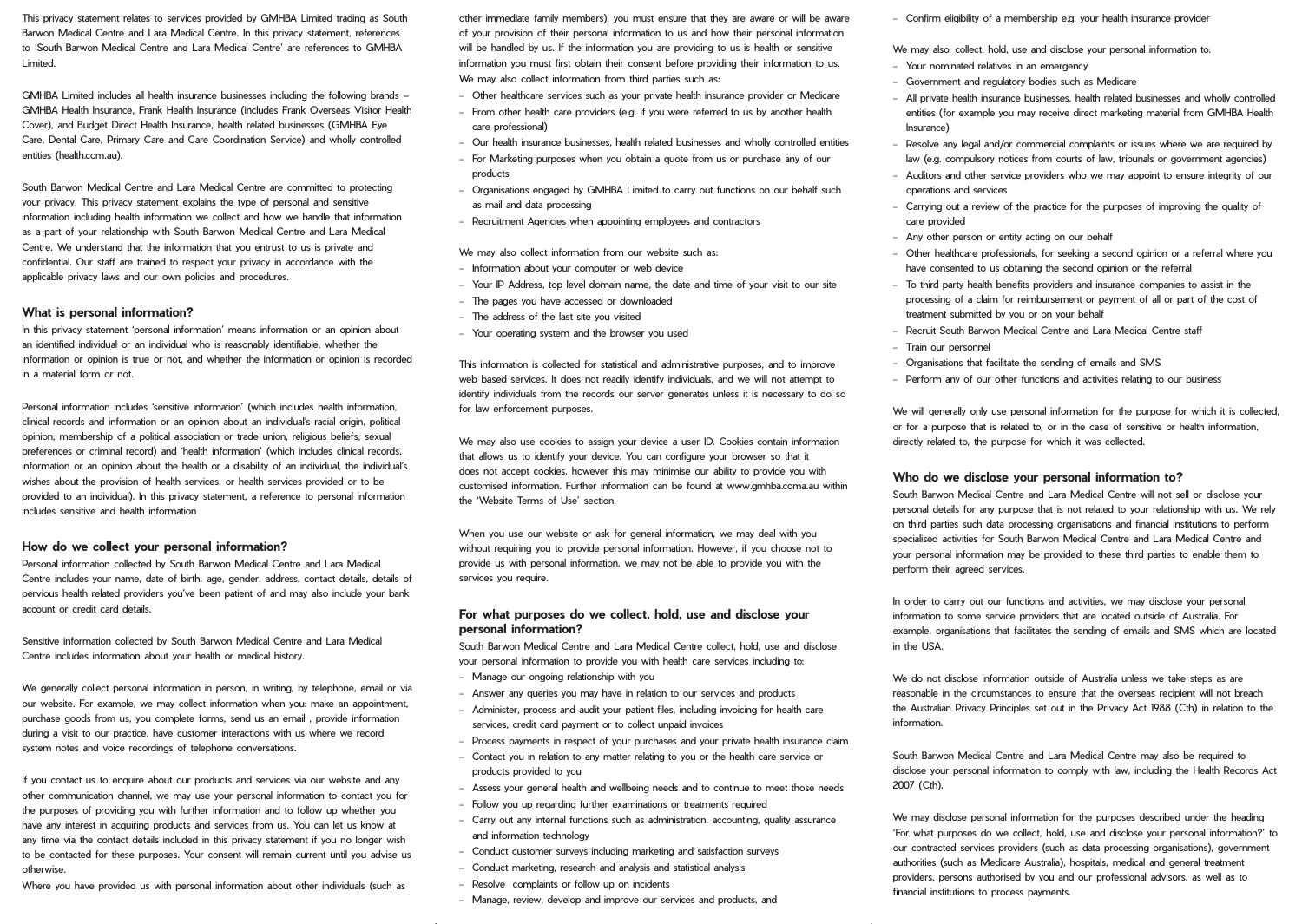This privacy statement relates to services provided by GMHBA Limited trading as South Barwon Medical Centre and Lara Medical Centre. In this privacy statement, references to 'South Barwon Medical Centre and Lara Medical Centre' are references to GMHBA Limited.

GMHBA Limited includes all health insurance businesses including the following brands – GMHBA Health Insurance, Frank Health Insurance (includes Frank Overseas Visitor Health Cover), and Budget Direct Health Insurance, health related businesses (GMHBA Eye Care, Dental Care, Primary Care and Care Coordination Service) and wholly controlled entities (health.com.au).

South Barwon Medical Centre and Lara Medical Centre are committed to protecting your privacy. This privacy statement explains the type of personal and sensitive information including health information we collect and how we handle that information as a part of your relationship with South Barwon Medical Centre and Lara Medical Centre. We understand that the information that you entrust to us is private and confidential. Our staff are trained to respect your privacy in accordance with the applicable privacy laws and our own policies and procedures.

## What is personal information?

In this privacy statement 'personal information' means information or an opinion about an identified individual or an individual who is reasonably identifiable, whether the information or opinion is true or not, and whether the information or opinion is recorded in a material form or not.

Personal information includes 'sensitive information' (which includes health information, clinical records and information or an opinion about an individual's racial origin, political opinion, membership of a political association or trade union, religious beliefs, sexual preferences or criminal record) and 'health information' (which includes clinical records, information or an opinion about the health or a disability of an individual, the individual's wishes about the provision of health services, or health services provided or to be provided to an individual). In this privacy statement, a reference to personal information includes sensitive and health information

## How do we collect your personal information?

Personal information collected by South Barwon Medical Centre and Lara Medical Centre includes your name, date of birth, age, gender, address, contact details, details of pervious health related providers you've been patient of and may also include your bank account or credit card details.

Sensitive information collected by South Barwon Medical Centre and Lara Medical Centre includes information about your health or medical history.

We generally collect personal information in person, in writing, by telephone, email or via our website. For example, we may collect information when you: make an appointment, purchase goods from us, you complete forms, send us an email , provide information during a visit to our practice, have customer interactions with us where we record system notes and voice recordings of telephone conversations.

If you contact us to enquire about our products and services via our website and any other communication channel, we may use your personal information to contact you for the purposes of providing you with further information and to follow up whether you have any interest in acquiring products and services from us. You can let us know at any time via the contact details included in this privacy statement if you no longer wish to be contacted for these purposes. Your consent will remain current until you advise us otherwise.

Where you have provided us with personal information about other individuals (such as other immediate family members), you must ensure that they are aware or will be aware of your provision of their personal information to us and how their personal information will be handled by us. If the information you are providing to us is health or sensitive information you must first obtain their consent before providing their information to us. We may also collect information from third parties such as:

- Other healthcare services such as your private health insurance provider or Medicare
- From other health care providers (e.g. if you were referred to us by another health care professional)
- Our health insurance businesses, health related businesses and wholly controlled entities
- For Marketing purposes when you obtain a quote from us or purchase any of our products
- Organisations engaged by GMHBA Limited to carry out functions on our behalf such as mail and data processing
- Recruitment Agencies when appointing employees and contractors

We may also collect information from our website such as:

- Information about your computer or web device
- Your IP Address, top level domain name, the date and time of your visit to our site
- The pages you have accessed or downloaded
- The address of the last site you visited
- Your operating system and the browser you used

This information is collected for statistical and administrative purposes, and to improve web based services. It does not readily identify individuals, and we will not attempt to identify individuals from the records our server generates unless it is necessary to do so for law enforcement purposes.

We may also use cookies to assign your device a user ID. Cookies contain information that allows us to identify your device. You can configure your browser so that it does not accept cookies, however this may minimise our ability to provide you with customised information. Further information can be found at www.gmhba.coma.au within the 'Website Terms of Use' section.

When you use our website or ask for general information, we may deal with you without requiring you to provide personal information. However, if you choose not to provide us with personal information, we may not be able to provide you with the services you require.

## For what purposes do we collect, hold, use and disclose your personal information?

South Barwon Medical Centre and Lara Medical Centre collect, hold, use and disclose your personal information to provide you with health care services including to:

- Manage our ongoing relationship with you
- Answer any queries you may have in relation to our services and products
- Administer, process and audit your patient files, including invoicing for health care services, credit card payment or to collect unpaid invoices
- Process payments in respect of your purchases and your private health insurance claim
- Contact you in relation to any matter relating to you or the health care service or products provided to you
- Assess your general health and wellbeing needs and to continue to meet those needs
- Follow you up regarding further examinations or treatments required
- Carry out any internal functions such as administration, accounting, quality assurance and information technology
- Conduct customer surveys including marketing and satisfaction surveys
- Conduct marketing, research and analysis and statistical analysis
- Resolve complaints or follow up on incidents
- Manage, review, develop and improve our services and products, and
- Confirm eligibility of a membership e.g. your health insurance provider

We may also, collect, hold, use and disclose your personal information to:

- Your nominated relatives in an emergency
- Government and regulatory bodies such as Medicare
- All private health insurance businesses, health related businesses and wholly controlled entities (for example you may receive direct marketing material from GMHBA Health Insurance)
- Resolve any legal and/or commercial complaints or issues where we are required by law (e.g. compulsory notices from courts of law, tribunals or government agencies)
- Auditors and other service providers who we may appoint to ensure integrity of our operations and services
- Carrying out a review of the practice for the purposes of improving the quality of care provided
- Any other person or entity acting on our behalf
- Other healthcare professionals, for seeking a second opinion or a referral where you have consented to us obtaining the second opinion or the referral
- To third party health benefits providers and insurance companies to assist in the processing of a claim for reimbursement or payment of all or part of the cost of treatment submitted by you or on your behalf
- Recruit South Barwon Medical Centre and Lara Medical Centre staff
- Train our personnel
- Organisations that facilitate the sending of emails and SMS
- Perform any of our other functions and activities relating to our business

We will generally only use personal information for the purpose for which it is collected, or for a purpose that is related to, or in the case of sensitive or health information, directly related to, the purpose for which it was collected.

## Who do we disclose your personal information to?

South Barwon Medical Centre and Lara Medical Centre will not sell or disclose your personal details for any purpose that is not related to your relationship with us. We rely on third parties such data processing organisations and financial institutions to perform specialised activities for South Barwon Medical Centre and Lara Medical Centre and your personal information may be provided to these third parties to enable them to perform their agreed services.

In order to carry out our functions and activities, we may disclose your personal information to some service providers that are located outside of Australia. For example, organisations that facilitates the sending of emails and SMS which are located in the USA.

We do not disclose information outside of Australia unless we take steps as are reasonable in the circumstances to ensure that the overseas recipient will not breach the Australian Privacy Principles set out in the Privacy Act 1988 (Cth) in relation to the information.

South Barwon Medical Centre and Lara Medical Centre may also be required to disclose your personal information to comply with law, including the Health Records Act 2007 (Cth).

We may disclose personal information for the purposes described under the heading 'For what purposes do we collect, hold, use and disclose your personal information?' to our contracted services providers (such as data processing organisations), government authorities (such as Medicare Australia), hospitals, medical and general treatment providers, persons authorised by you and our professional advisors, as well as to financial institutions to process payments.